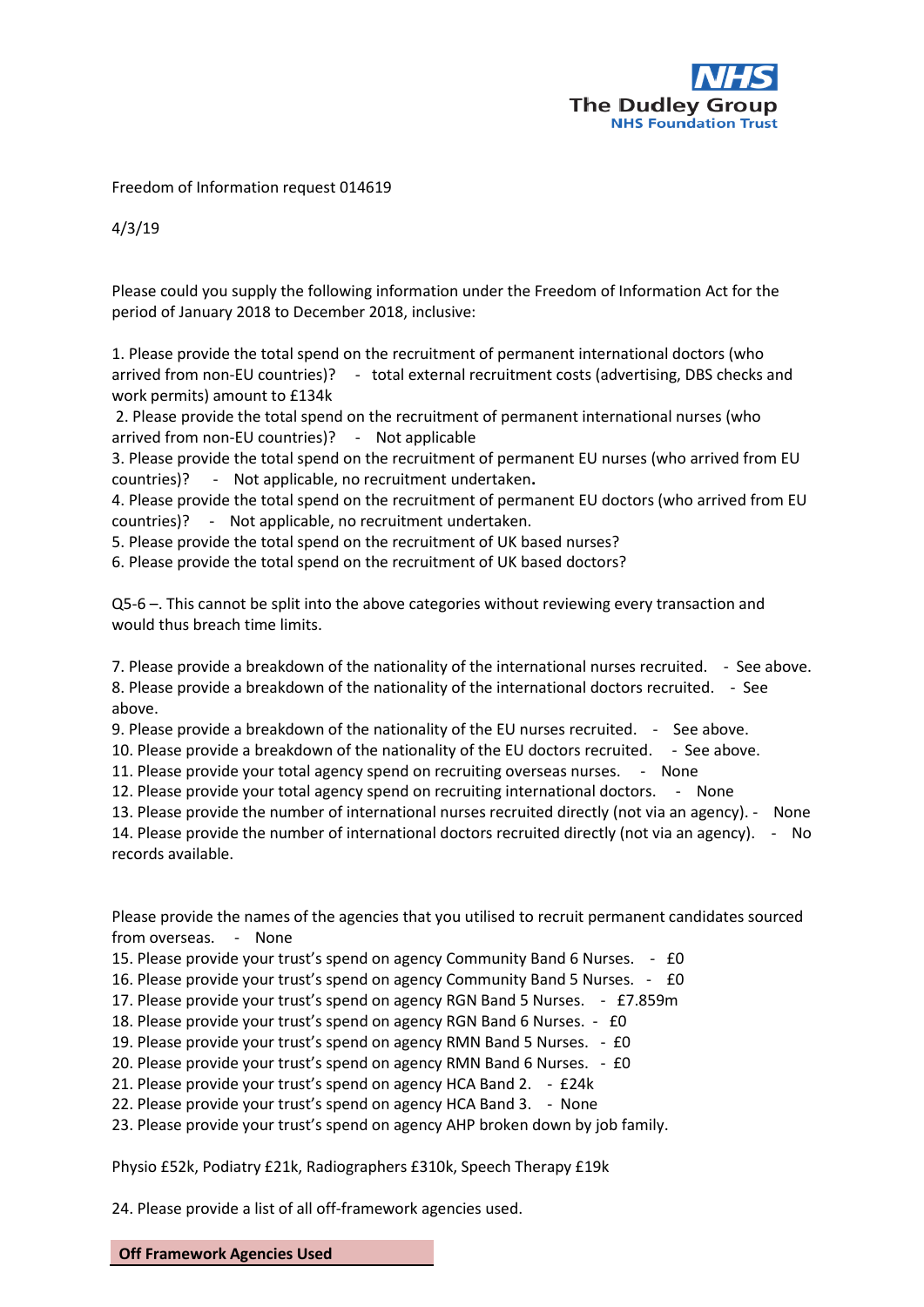The Dudley Group
NHS Foundation Trust

Freedom of Information request 014619

4/3/19

Please could you supply the following information under the Freedom of Information Act for the period of January 2018 to December 2018, inclusive:

1. Please provide the total spend on the recruitment of permanent international doctors (who arrived from non-EU countries)? - total external recruitment costs (advertising, DBS checks and work permits) amount to £134k
2. Please provide the total spend on the recruitment of permanent international nurses (who arrived from non-EU countries)? - Not applicable
3. Please provide the total spend on the recruitment of permanent EU nurses (who arrived from EU countries)? - Not applicable, no recruitment undertaken**.**
4. Please provide the total spend on the recruitment of permanent EU doctors (who arrived from EU countries)? - Not applicable, no recruitment undertaken.
5. Please provide the total spend on the recruitment of UK based nurses?
6. Please provide the total spend on the recruitment of UK based doctors?

Q5-6 –. This cannot be split into the above categories without reviewing every transaction and would thus breach time limits.

7. Please provide a breakdown of the nationality of the international nurses recruited. - See above.
8. Please provide a breakdown of the nationality of the international doctors recruited. - See above.
9. Please provide a breakdown of the nationality of the EU nurses recruited. - See above.
10. Please provide a breakdown of the nationality of the EU doctors recruited. - See above.
11. Please provide your total agency spend on recruiting overseas nurses. - None
12. Please provide your total agency spend on recruiting international doctors. - None
13. Please provide the number of international nurses recruited directly (not via an agency). - None
14. Please provide the number of international doctors recruited directly (not via an agency). - No records available.

Please provide the names of the agencies that you utilised to recruit permanent candidates sourced from overseas. - None

15. Please provide your trust's spend on agency Community Band 6 Nurses. - £0
16. Please provide your trust's spend on agency Community Band 5 Nurses. - £0
17. Please provide your trust's spend on agency RGN Band 5 Nurses. - £7.859m
18. Please provide your trust's spend on agency RGN Band 6 Nurses. - £0
19. Please provide your trust's spend on agency RMN Band 5 Nurses. - £0
20. Please provide your trust's spend on agency RMN Band 6 Nurses. - £0
21. Please provide your trust's spend on agency HCA Band 2. - £24k
22. Please provide your trust's spend on agency HCA Band 3. - None
23. Please provide your trust's spend on agency AHP broken down by job family.

Physio £52k, Podiatry £21k, Radiographers £310k, Speech Therapy £19k

24. Please provide a list of all off-framework agencies used.

| Off Framework Agencies Used |
| --- |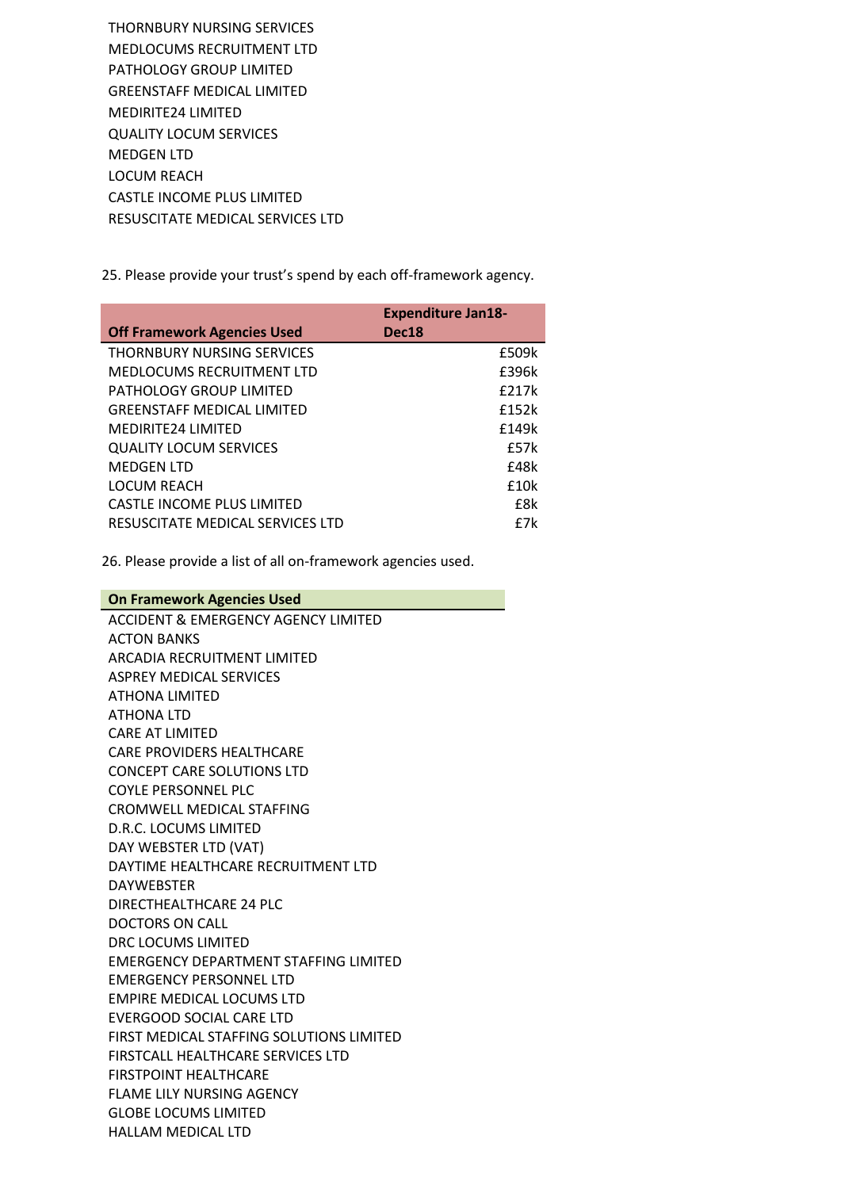THORNBURY NURSING SERVICES
MEDLOCUMS RECRUITMENT LTD
PATHOLOGY GROUP LIMITED
GREENSTAFF MEDICAL LIMITED
MEDIRITE24 LIMITED
QUALITY LOCUM SERVICES
MEDGEN LTD
LOCUM REACH
CASTLE INCOME PLUS LIMITED
RESUSCITATE MEDICAL SERVICES LTD

25. Please provide your trust's spend by each off-framework agency.

| Off Framework Agencies Used | Expenditure Jan18-Dec18 |
|---|---:|
| THORNBURY NURSING SERVICES | £509k |
| MEDLOCUMS RECRUITMENT LTD | £396k |
| PATHOLOGY GROUP LIMITED | £217k |
| GREENSTAFF MEDICAL LIMITED | £152k |
| MEDIRITE24 LIMITED | £149k |
| QUALITY LOCUM SERVICES | £57k |
| MEDGEN LTD | £48k |
| LOCUM REACH | £10k |
| CASTLE INCOME PLUS LIMITED | £8k |
| RESUSCITATE MEDICAL SERVICES LTD | £7k |

26. Please provide a list of all on-framework agencies used.

| On Framework Agencies Used |
|---|
| ACCIDENT & EMERGENCY AGENCY LIMITED |
| ACTON BANKS |
| ARCADIA RECRUITMENT LIMITED |
| ASPREY MEDICAL SERVICES |
| ATHONA LIMITED |
| ATHONA LTD |
| CARE AT LIMITED |
| CARE PROVIDERS HEALTHCARE |
| CONCEPT CARE SOLUTIONS LTD |
| COYLE PERSONNEL PLC |
| CROMWELL MEDICAL STAFFING |
| D.R.C. LOCUMS LIMITED |
| DAY WEBSTER LTD (VAT) |
| DAYTIME HEALTHCARE RECRUITMENT LTD |
| DAYWEBSTER |
| DIRECTHEALTHCARE 24 PLC |
| DOCTORS ON CALL |
| DRC LOCUMS LIMITED |
| EMERGENCY DEPARTMENT STAFFING LIMITED |
| EMERGENCY PERSONNEL LTD |
| EMPIRE MEDICAL LOCUMS LTD |
| EVERGOOD SOCIAL CARE LTD |
| FIRST MEDICAL STAFFING SOLUTIONS LIMITED |
| FIRSTCALL HEALTHCARE SERVICES LTD |
| FIRSTPOINT HEALTHCARE |
| FLAME LILY NURSING AGENCY |
| GLOBE LOCUMS LIMITED |
| HALLAM MEDICAL LTD |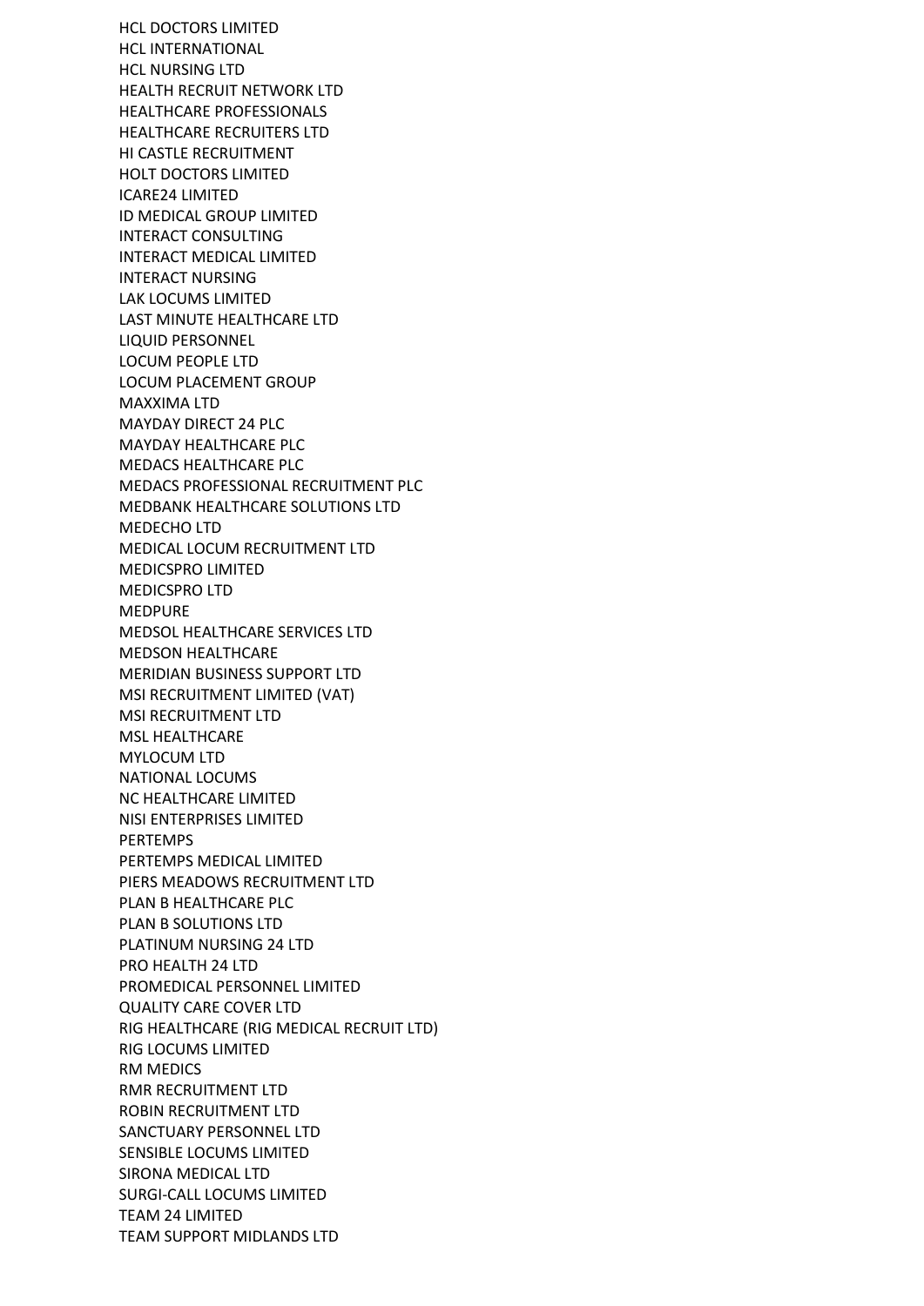HCL DOCTORS LIMITED
HCL INTERNATIONAL
HCL NURSING LTD
HEALTH RECRUIT NETWORK LTD
HEALTHCARE PROFESSIONALS
HEALTHCARE RECRUITERS LTD
HI CASTLE RECRUITMENT
HOLT DOCTORS LIMITED
ICARE24 LIMITED
ID MEDICAL GROUP LIMITED
INTERACT CONSULTING
INTERACT MEDICAL LIMITED
INTERACT NURSING
LAK LOCUMS LIMITED
LAST MINUTE HEALTHCARE LTD
LIQUID PERSONNEL
LOCUM PEOPLE LTD
LOCUM PLACEMENT GROUP
MAXXIMA LTD
MAYDAY DIRECT 24 PLC
MAYDAY HEALTHCARE PLC
MEDACS HEALTHCARE PLC
MEDACS PROFESSIONAL RECRUITMENT PLC
MEDBANK HEALTHCARE SOLUTIONS LTD
MEDECHO LTD
MEDICAL LOCUM RECRUITMENT LTD
MEDICSPRO LIMITED
MEDICSPRO LTD
MEDPURE
MEDSOL HEALTHCARE SERVICES LTD
MEDSON HEALTHCARE
MERIDIAN BUSINESS SUPPORT LTD
MSI RECRUITMENT LIMITED (VAT)
MSI RECRUITMENT LTD
MSL HEALTHCARE
MYLOCUM LTD
NATIONAL LOCUMS
NC HEALTHCARE LIMITED
NISI ENTERPRISES LIMITED
PERTEMPS
PERTEMPS MEDICAL LIMITED
PIERS MEADOWS RECRUITMENT LTD
PLAN B HEALTHCARE PLC
PLAN B SOLUTIONS LTD
PLATINUM NURSING 24 LTD
PRO HEALTH 24 LTD
PROMEDICAL PERSONNEL LIMITED
QUALITY CARE COVER LTD
RIG HEALTHCARE (RIG MEDICAL RECRUIT LTD)
RIG LOCUMS LIMITED
RM MEDICS
RMR RECRUITMENT LTD
ROBIN RECRUITMENT LTD
SANCTUARY PERSONNEL LTD
SENSIBLE LOCUMS LIMITED
SIRONA MEDICAL LTD
SURGI-CALL LOCUMS LIMITED
TEAM 24 LIMITED
TEAM SUPPORT MIDLANDS LTD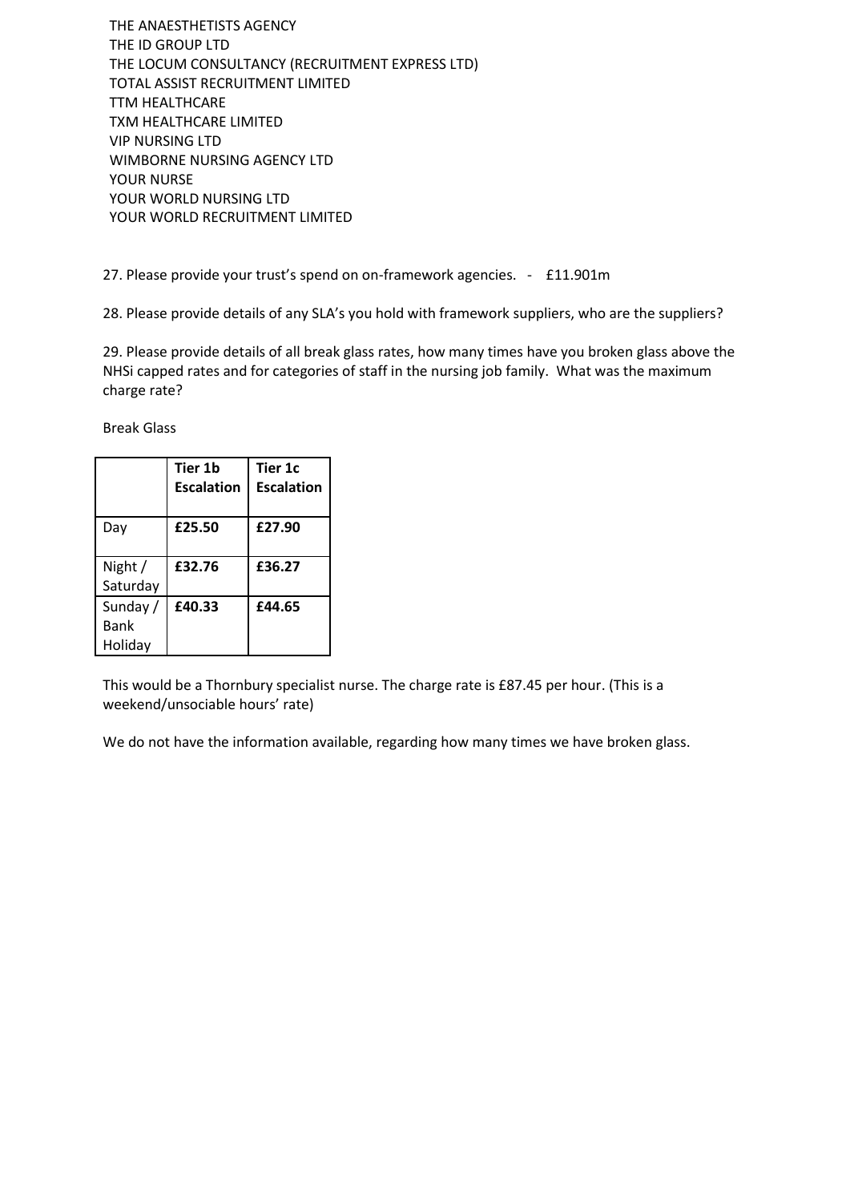THE ANAESTHETISTS AGENCY
THE ID GROUP LTD
THE LOCUM CONSULTANCY (RECRUITMENT EXPRESS LTD)
TOTAL ASSIST RECRUITMENT LIMITED
TTM HEALTHCARE
TXM HEALTHCARE LIMITED
VIP NURSING LTD
WIMBORNE NURSING AGENCY LTD
YOUR NURSE
YOUR WORLD NURSING LTD
YOUR WORLD RECRUITMENT LIMITED

27. Please provide your trust's spend on on-framework agencies. - £11.901m

28. Please provide details of any SLA's you hold with framework suppliers, who are the suppliers?

29. Please provide details of all break glass rates, how many times have you broken glass above the NHSi capped rates and for categories of staff in the nursing job family. What was the maximum charge rate?

Break Glass

| | **Tier 1b Escalation** | **Tier 1c Escalation** |
|---|---|---|
| Day | **£25.50** | **£27.90** |
| Night / Saturday | **£32.76** | **£36.27** |
| Sunday / Bank Holiday | **£40.33** | **£44.65** |

This would be a Thornbury specialist nurse. The charge rate is £87.45 per hour. (This is a weekend/unsociable hours' rate)

We do not have the information available, regarding how many times we have broken glass.